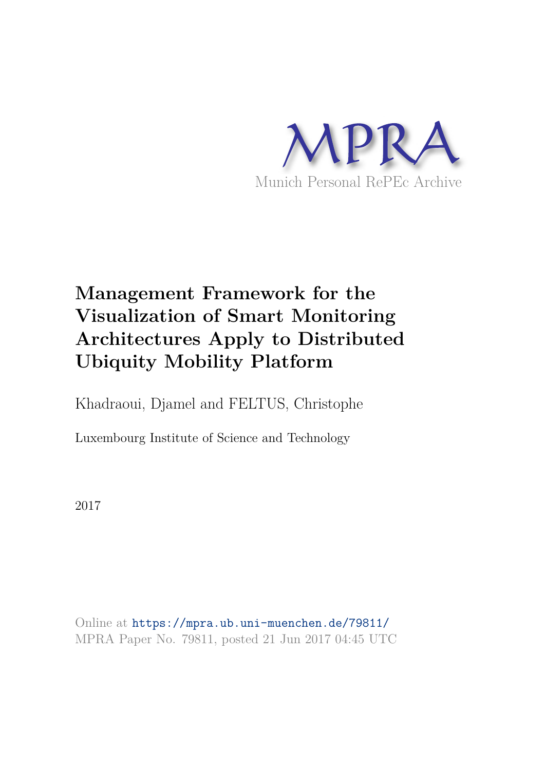MPRA

Munich Personal RePEc Archive

# Management Framework for the Visualization of Smart Monitoring Architectures Apply to Distributed Ubiquity Mobility Platform

Khadraoui, Djamel and FELTUS, Christophe

Luxembourg Institute of Science and Technology

2017

Online at https://mpra.ub.uni-muenchen.de/79811/
MPRA Paper No. 79811, posted 21 Jun 2017 04:45 UTC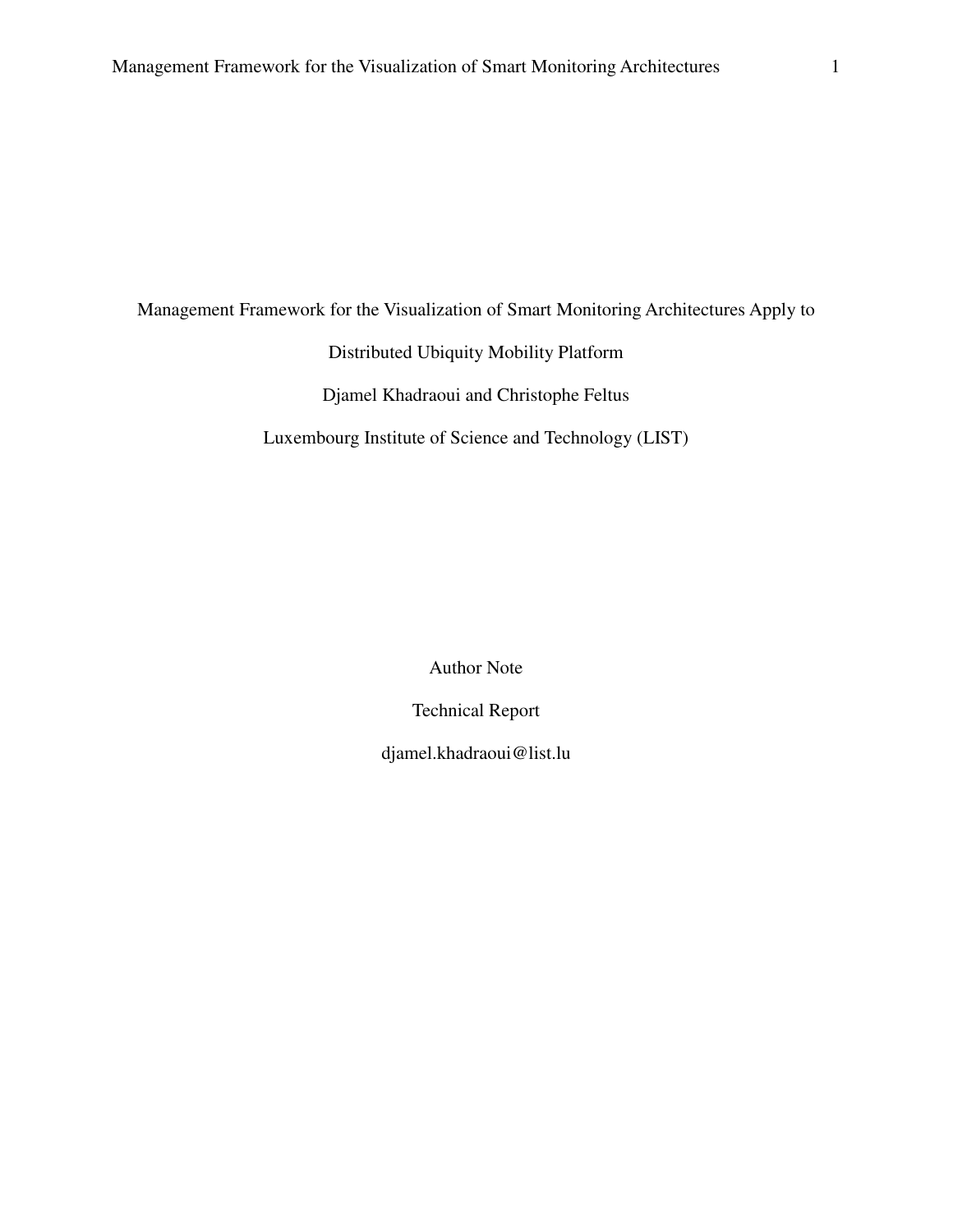# Management Framework for the Visualization of Smart Monitoring Architectures Apply to Distributed Ubiquity Mobility Platform

Djamel Khadraoui and Christophe Feltus

Luxembourg Institute of Science and Technology (LIST)

Author Note

Technical Report

djamel.khadraoui@list.lu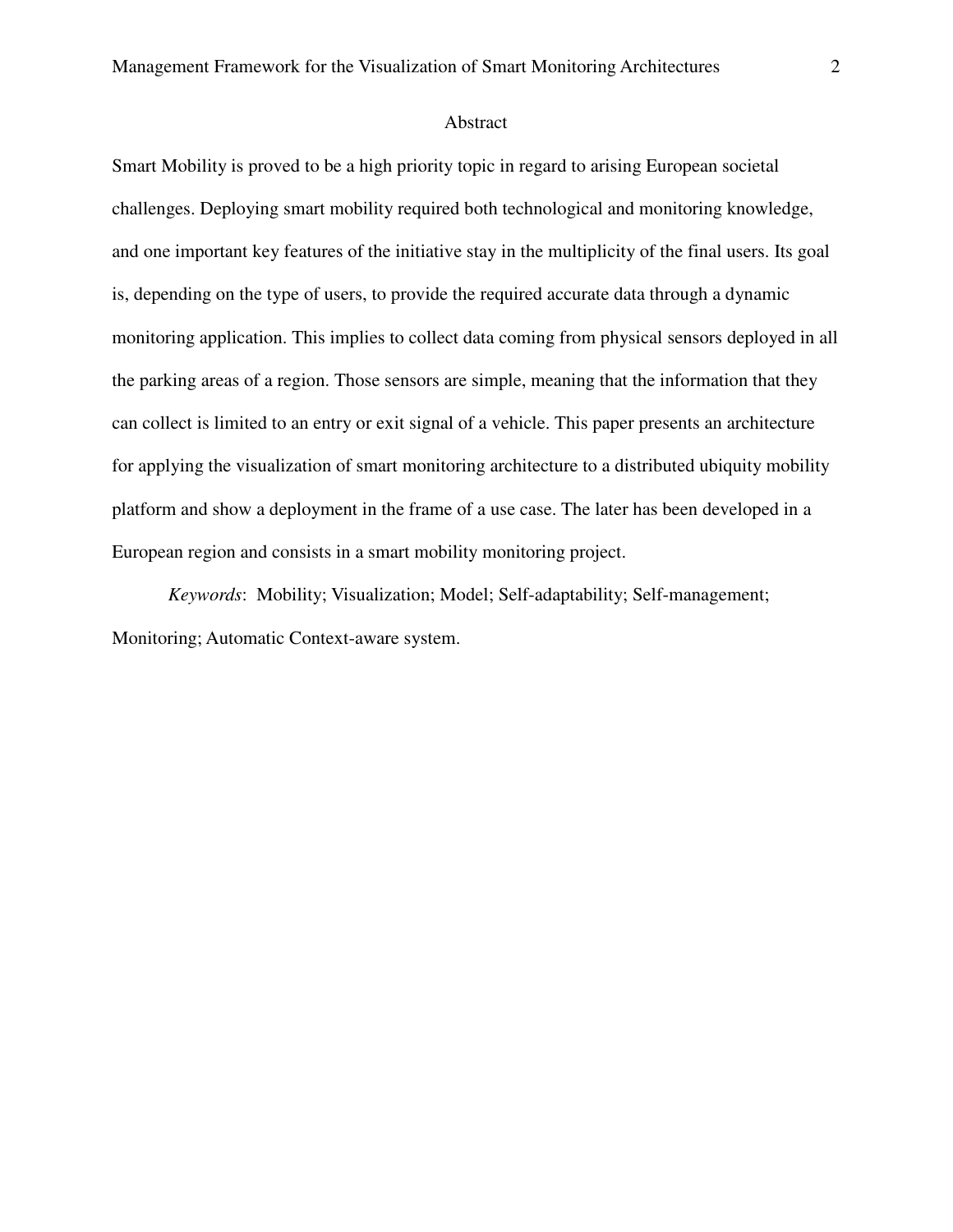# Abstract

Smart Mobility is proved to be a high priority topic in regard to arising European societal challenges. Deploying smart mobility required both technological and monitoring knowledge, and one important key features of the initiative stay in the multiplicity of the final users. Its goal is, depending on the type of users, to provide the required accurate data through a dynamic monitoring application. This implies to collect data coming from physical sensors deployed in all the parking areas of a region. Those sensors are simple, meaning that the information that they can collect is limited to an entry or exit signal of a vehicle. This paper presents an architecture for applying the visualization of smart monitoring architecture to a distributed ubiquity mobility platform and show a deployment in the frame of a use case. The later has been developed in a European region and consists in a smart mobility monitoring project.

*Keywords*: Mobility; Visualization; Model; Self-adaptability; Self-management; Monitoring; Automatic Context-aware system.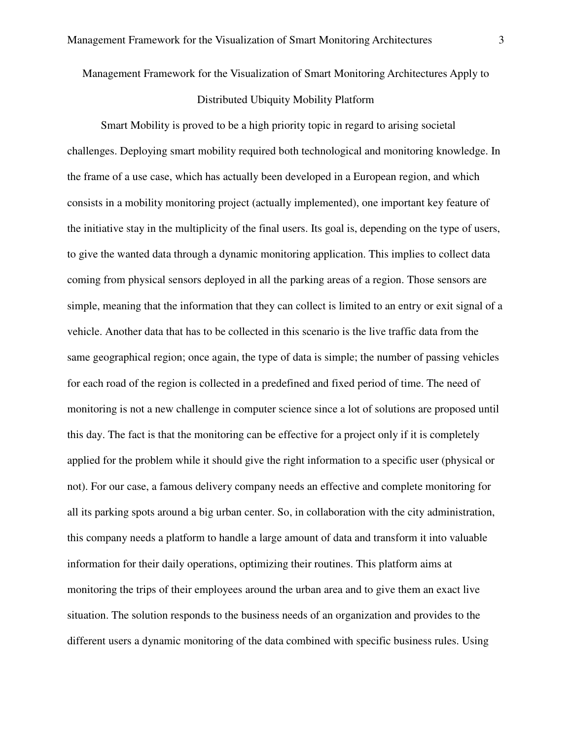# Management Framework for the Visualization of Smart Monitoring Architectures Apply to Distributed Ubiquity Mobility Platform

Smart Mobility is proved to be a high priority topic in regard to arising societal challenges. Deploying smart mobility required both technological and monitoring knowledge. In the frame of a use case, which has actually been developed in a European region, and which consists in a mobility monitoring project (actually implemented), one important key feature of the initiative stay in the multiplicity of the final users. Its goal is, depending on the type of users, to give the wanted data through a dynamic monitoring application. This implies to collect data coming from physical sensors deployed in all the parking areas of a region. Those sensors are simple, meaning that the information that they can collect is limited to an entry or exit signal of a vehicle. Another data that has to be collected in this scenario is the live traffic data from the same geographical region; once again, the type of data is simple; the number of passing vehicles for each road of the region is collected in a predefined and fixed period of time. The need of monitoring is not a new challenge in computer science since a lot of solutions are proposed until this day. The fact is that the monitoring can be effective for a project only if it is completely applied for the problem while it should give the right information to a specific user (physical or not). For our case, a famous delivery company needs an effective and complete monitoring for all its parking spots around a big urban center. So, in collaboration with the city administration, this company needs a platform to handle a large amount of data and transform it into valuable information for their daily operations, optimizing their routines. This platform aims at monitoring the trips of their employees around the urban area and to give them an exact live situation. The solution responds to the business needs of an organization and provides to the different users a dynamic monitoring of the data combined with specific business rules. Using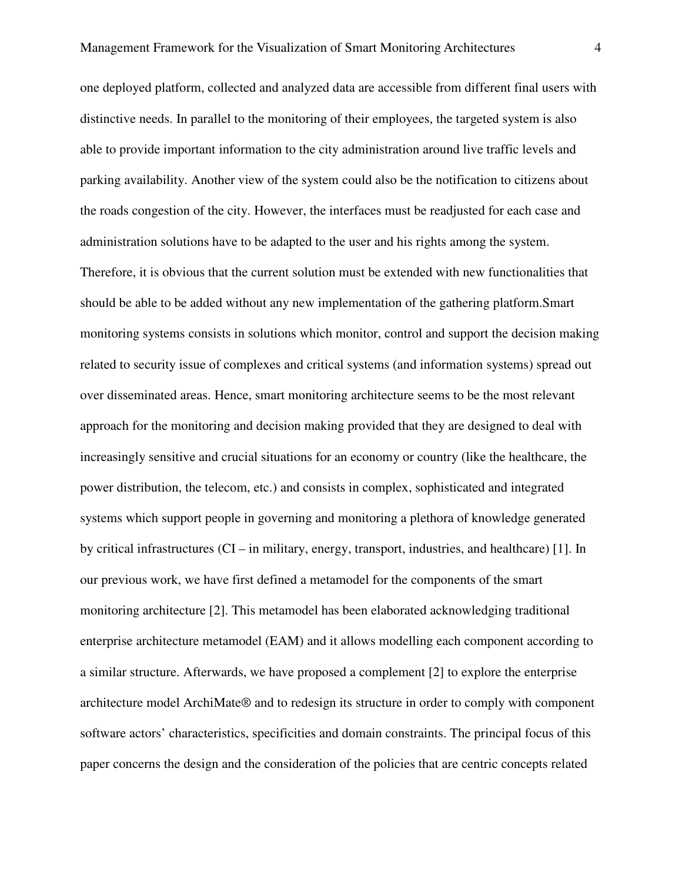one deployed platform, collected and analyzed data are accessible from different final users with distinctive needs. In parallel to the monitoring of their employees, the targeted system is also able to provide important information to the city administration around live traffic levels and parking availability. Another view of the system could also be the notification to citizens about the roads congestion of the city. However, the interfaces must be readjusted for each case and administration solutions have to be adapted to the user and his rights among the system. Therefore, it is obvious that the current solution must be extended with new functionalities that should be able to be added without any new implementation of the gathering platform.Smart monitoring systems consists in solutions which monitor, control and support the decision making related to security issue of complexes and critical systems (and information systems) spread out over disseminated areas. Hence, smart monitoring architecture seems to be the most relevant approach for the monitoring and decision making provided that they are designed to deal with increasingly sensitive and crucial situations for an economy or country (like the healthcare, the power distribution, the telecom, etc.) and consists in complex, sophisticated and integrated systems which support people in governing and monitoring a plethora of knowledge generated by critical infrastructures (CI – in military, energy, transport, industries, and healthcare) [1]. In our previous work, we have first defined a metamodel for the components of the smart monitoring architecture [2]. This metamodel has been elaborated acknowledging traditional enterprise architecture metamodel (EAM) and it allows modelling each component according to a similar structure. Afterwards, we have proposed a complement [2] to explore the enterprise architecture model ArchiMate® and to redesign its structure in order to comply with component software actors' characteristics, specificities and domain constraints. The principal focus of this paper concerns the design and the consideration of the policies that are centric concepts related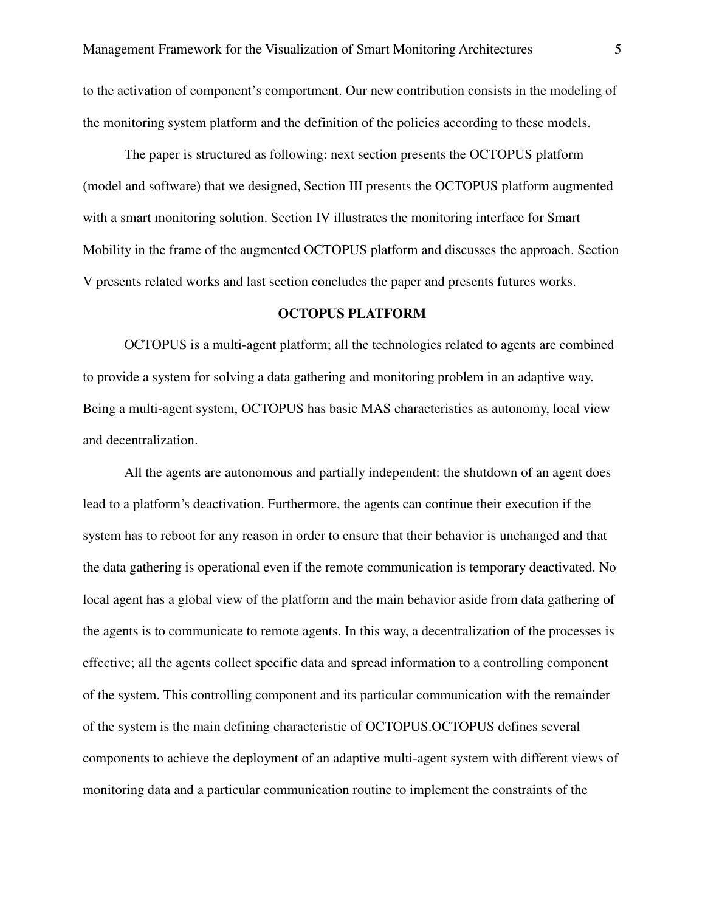to the activation of component's comportment. Our new contribution consists in the modeling of the monitoring system platform and the definition of the policies according to these models.

The paper is structured as following: next section presents the OCTOPUS platform (model and software) that we designed, Section III presents the OCTOPUS platform augmented with a smart monitoring solution. Section IV illustrates the monitoring interface for Smart Mobility in the frame of the augmented OCTOPUS platform and discusses the approach. Section V presents related works and last section concludes the paper and presents futures works.

## OCTOPUS PLATFORM

OCTOPUS is a multi-agent platform; all the technologies related to agents are combined to provide a system for solving a data gathering and monitoring problem in an adaptive way. Being a multi-agent system, OCTOPUS has basic MAS characteristics as autonomy, local view and decentralization.

All the agents are autonomous and partially independent: the shutdown of an agent does lead to a platform's deactivation. Furthermore, the agents can continue their execution if the system has to reboot for any reason in order to ensure that their behavior is unchanged and that the data gathering is operational even if the remote communication is temporary deactivated. No local agent has a global view of the platform and the main behavior aside from data gathering of the agents is to communicate to remote agents. In this way, a decentralization of the processes is effective; all the agents collect specific data and spread information to a controlling component of the system. This controlling component and its particular communication with the remainder of the system is the main defining characteristic of OCTOPUS.OCTOPUS defines several components to achieve the deployment of an adaptive multi-agent system with different views of monitoring data and a particular communication routine to implement the constraints of the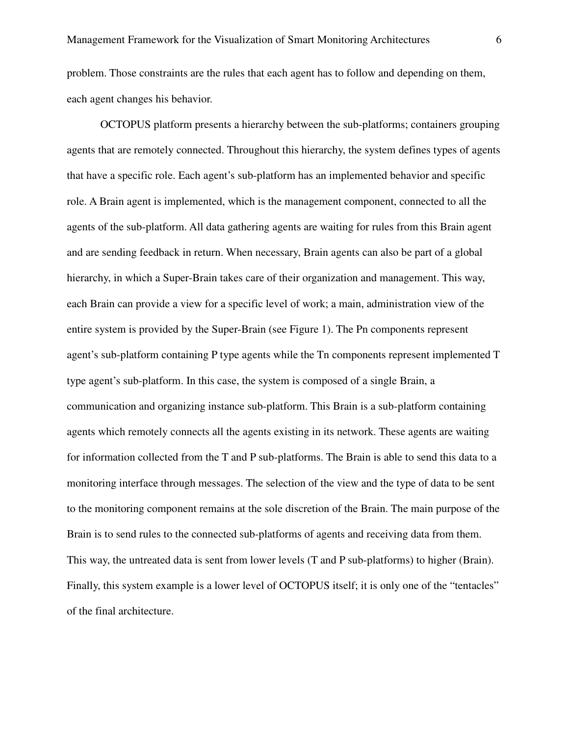problem. Those constraints are the rules that each agent has to follow and depending on them, each agent changes his behavior.

OCTOPUS platform presents a hierarchy between the sub-platforms; containers grouping agents that are remotely connected. Throughout this hierarchy, the system defines types of agents that have a specific role. Each agent's sub-platform has an implemented behavior and specific role. A Brain agent is implemented, which is the management component, connected to all the agents of the sub-platform. All data gathering agents are waiting for rules from this Brain agent and are sending feedback in return. When necessary, Brain agents can also be part of a global hierarchy, in which a Super-Brain takes care of their organization and management. This way, each Brain can provide a view for a specific level of work; a main, administration view of the entire system is provided by the Super-Brain (see Figure 1). The Pn components represent agent's sub-platform containing P type agents while the Tn components represent implemented T type agent's sub-platform. In this case, the system is composed of a single Brain, a communication and organizing instance sub-platform. This Brain is a sub-platform containing agents which remotely connects all the agents existing in its network. These agents are waiting for information collected from the T and P sub-platforms. The Brain is able to send this data to a monitoring interface through messages. The selection of the view and the type of data to be sent to the monitoring component remains at the sole discretion of the Brain. The main purpose of the Brain is to send rules to the connected sub-platforms of agents and receiving data from them. This way, the untreated data is sent from lower levels (T and P sub-platforms) to higher (Brain). Finally, this system example is a lower level of OCTOPUS itself; it is only one of the "tentacles" of the final architecture.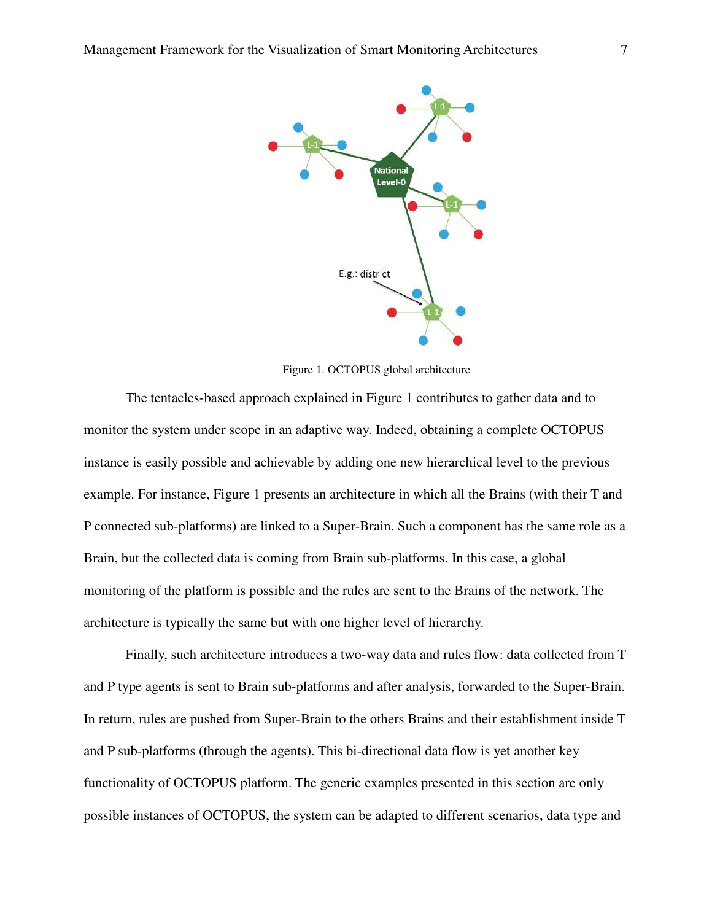Figure 1. OCTOPUS global architecture

The tentacles-based approach explained in Figure 1 contributes to gather data and to monitor the system under scope in an adaptive way. Indeed, obtaining a complete OCTOPUS instance is easily possible and achievable by adding one new hierarchical level to the previous example. For instance, Figure 1 presents an architecture in which all the Brains (with their T and P connected sub-platforms) are linked to a Super-Brain. Such a component has the same role as a Brain, but the collected data is coming from Brain sub-platforms. In this case, a global monitoring of the platform is possible and the rules are sent to the Brains of the network. The architecture is typically the same but with one higher level of hierarchy.

Finally, such architecture introduces a two-way data and rules flow: data collected from T and P type agents is sent to Brain sub-platforms and after analysis, forwarded to the Super-Brain. In return, rules are pushed from Super-Brain to the others Brains and their establishment inside T and P sub-platforms (through the agents). This bi-directional data flow is yet another key functionality of OCTOPUS platform. The generic examples presented in this section are only possible instances of OCTOPUS, the system can be adapted to different scenarios, data type and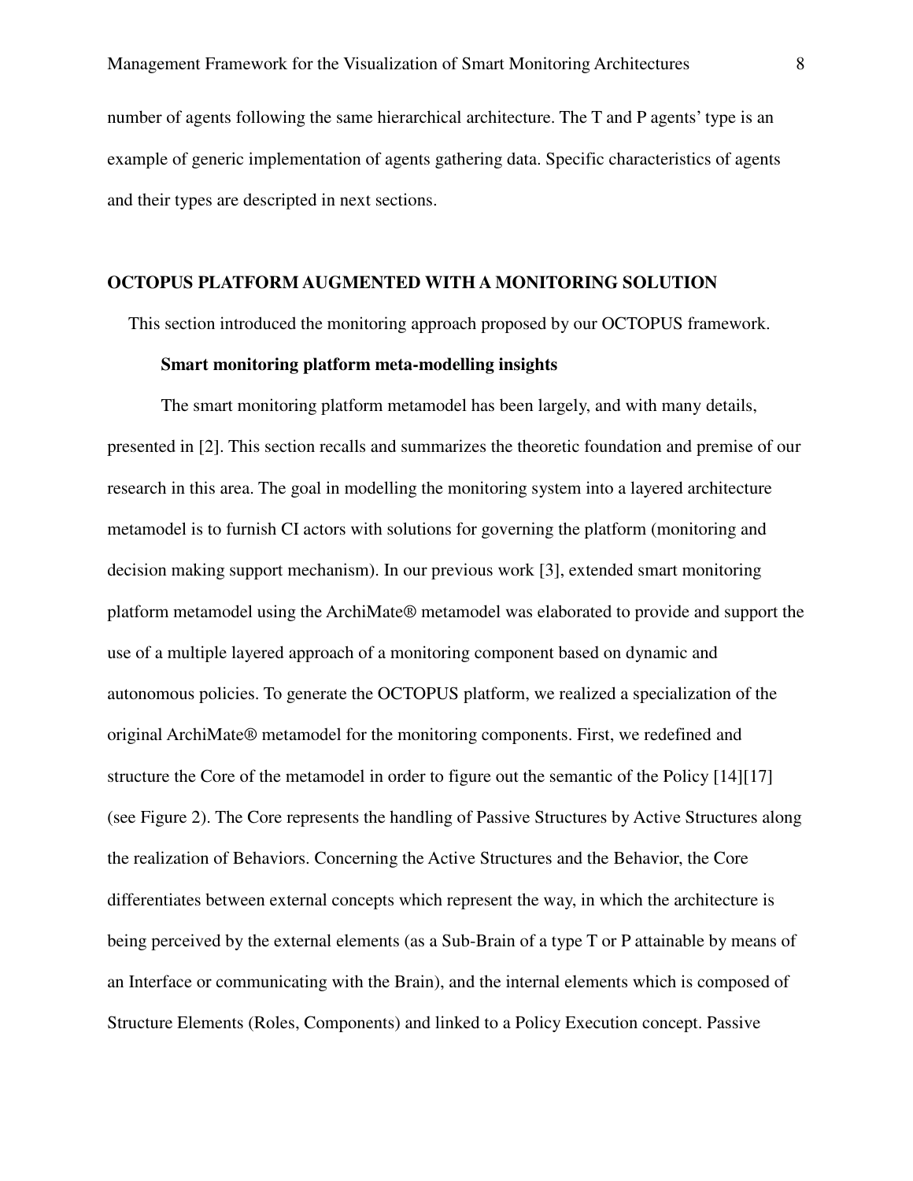number of agents following the same hierarchical architecture. The T and P agents' type is an example of generic implementation of agents gathering data. Specific characteristics of agents and their types are descripted in next sections.

## OCTOPUS PLATFORM AUGMENTED WITH A MONITORING SOLUTION

This section introduced the monitoring approach proposed by our OCTOPUS framework.

### Smart monitoring platform meta-modelling insights

The smart monitoring platform metamodel has been largely, and with many details, presented in [2]. This section recalls and summarizes the theoretic foundation and premise of our research in this area. The goal in modelling the monitoring system into a layered architecture metamodel is to furnish CI actors with solutions for governing the platform (monitoring and decision making support mechanism). In our previous work [3], extended smart monitoring platform metamodel using the ArchiMate® metamodel was elaborated to provide and support the use of a multiple layered approach of a monitoring component based on dynamic and autonomous policies. To generate the OCTOPUS platform, we realized a specialization of the original ArchiMate® metamodel for the monitoring components. First, we redefined and structure the Core of the metamodel in order to figure out the semantic of the Policy [14][17] (see Figure 2). The Core represents the handling of Passive Structures by Active Structures along the realization of Behaviors. Concerning the Active Structures and the Behavior, the Core differentiates between external concepts which represent the way, in which the architecture is being perceived by the external elements (as a Sub-Brain of a type T or P attainable by means of an Interface or communicating with the Brain), and the internal elements which is composed of Structure Elements (Roles, Components) and linked to a Policy Execution concept. Passive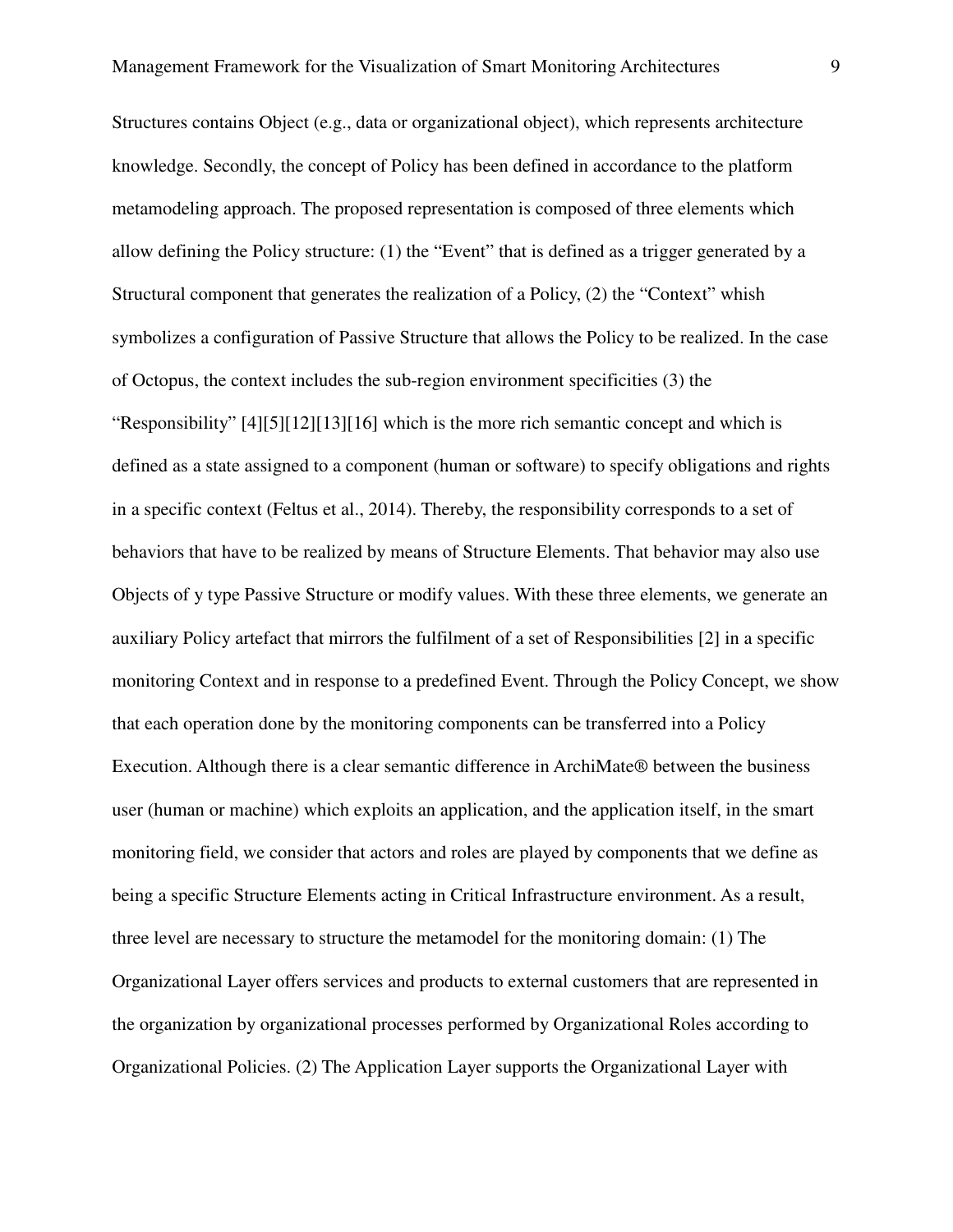Structures contains Object (e.g., data or organizational object), which represents architecture knowledge. Secondly, the concept of Policy has been defined in accordance to the platform metamodeling approach. The proposed representation is composed of three elements which allow defining the Policy structure: (1) the "Event" that is defined as a trigger generated by a Structural component that generates the realization of a Policy, (2) the "Context" whish symbolizes a configuration of Passive Structure that allows the Policy to be realized. In the case of Octopus, the context includes the sub-region environment specificities (3) the "Responsibility" [4][5][12][13][16] which is the more rich semantic concept and which is defined as a state assigned to a component (human or software) to specify obligations and rights in a specific context (Feltus et al., 2014). Thereby, the responsibility corresponds to a set of behaviors that have to be realized by means of Structure Elements. That behavior may also use Objects of y type Passive Structure or modify values. With these three elements, we generate an auxiliary Policy artefact that mirrors the fulfilment of a set of Responsibilities [2] in a specific monitoring Context and in response to a predefined Event. Through the Policy Concept, we show that each operation done by the monitoring components can be transferred into a Policy Execution. Although there is a clear semantic difference in ArchiMate® between the business user (human or machine) which exploits an application, and the application itself, in the smart monitoring field, we consider that actors and roles are played by components that we define as being a specific Structure Elements acting in Critical Infrastructure environment. As a result, three level are necessary to structure the metamodel for the monitoring domain: (1) The Organizational Layer offers services and products to external customers that are represented in the organization by organizational processes performed by Organizational Roles according to Organizational Policies. (2) The Application Layer supports the Organizational Layer with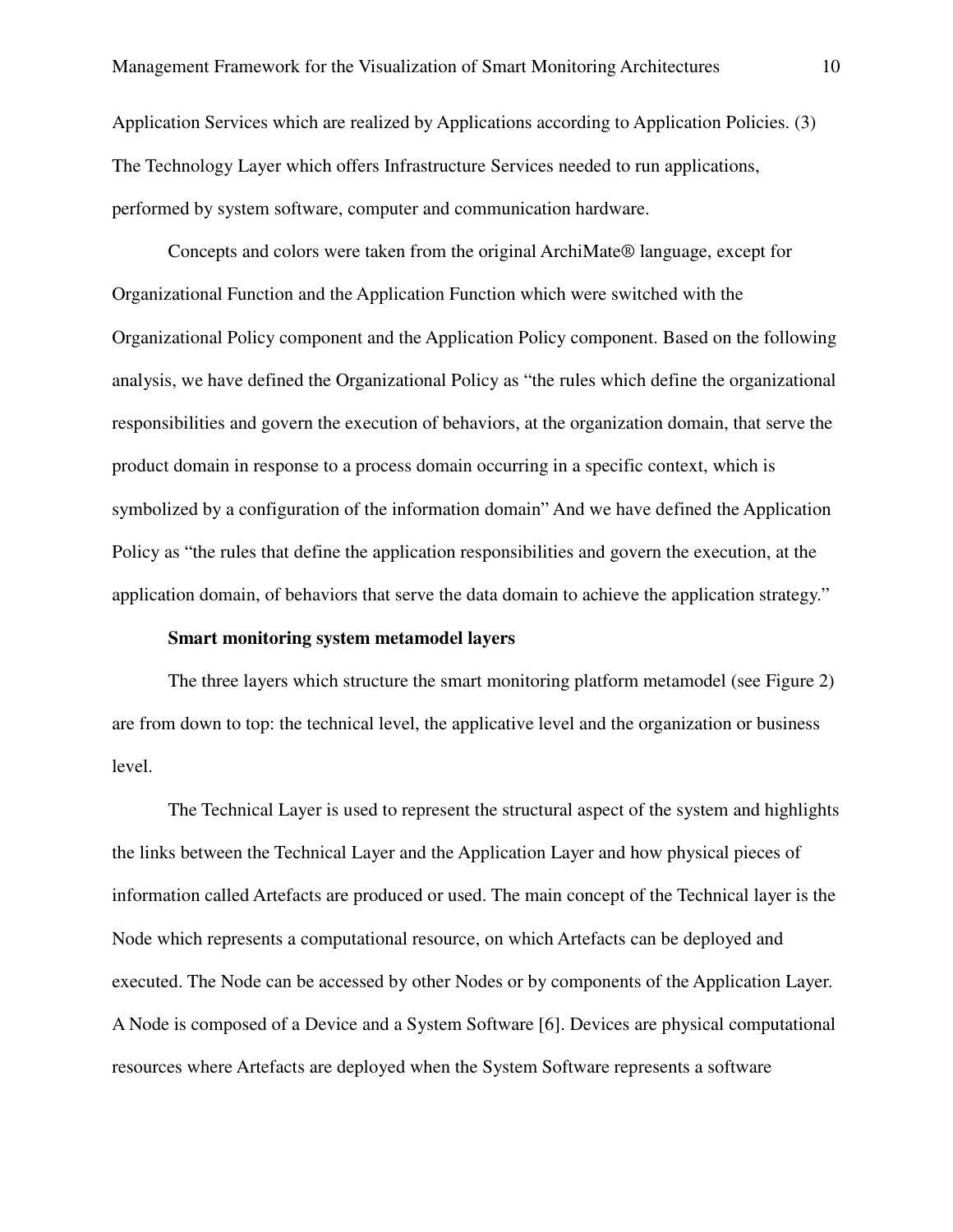Application Services which are realized by Applications according to Application Policies. (3) The Technology Layer which offers Infrastructure Services needed to run applications, performed by system software, computer and communication hardware.

Concepts and colors were taken from the original ArchiMate® language, except for Organizational Function and the Application Function which were switched with the Organizational Policy component and the Application Policy component. Based on the following analysis, we have defined the Organizational Policy as "the rules which define the organizational responsibilities and govern the execution of behaviors, at the organization domain, that serve the product domain in response to a process domain occurring in a specific context, which is symbolized by a configuration of the information domain" And we have defined the Application Policy as "the rules that define the application responsibilities and govern the execution, at the application domain, of behaviors that serve the data domain to achieve the application strategy."

**Smart monitoring system metamodel layers**

The three layers which structure the smart monitoring platform metamodel (see Figure 2) are from down to top: the technical level, the applicative level and the organization or business level.

The Technical Layer is used to represent the structural aspect of the system and highlights the links between the Technical Layer and the Application Layer and how physical pieces of information called Artefacts are produced or used. The main concept of the Technical layer is the Node which represents a computational resource, on which Artefacts can be deployed and executed. The Node can be accessed by other Nodes or by components of the Application Layer. A Node is composed of a Device and a System Software [6]. Devices are physical computational resources where Artefacts are deployed when the System Software represents a software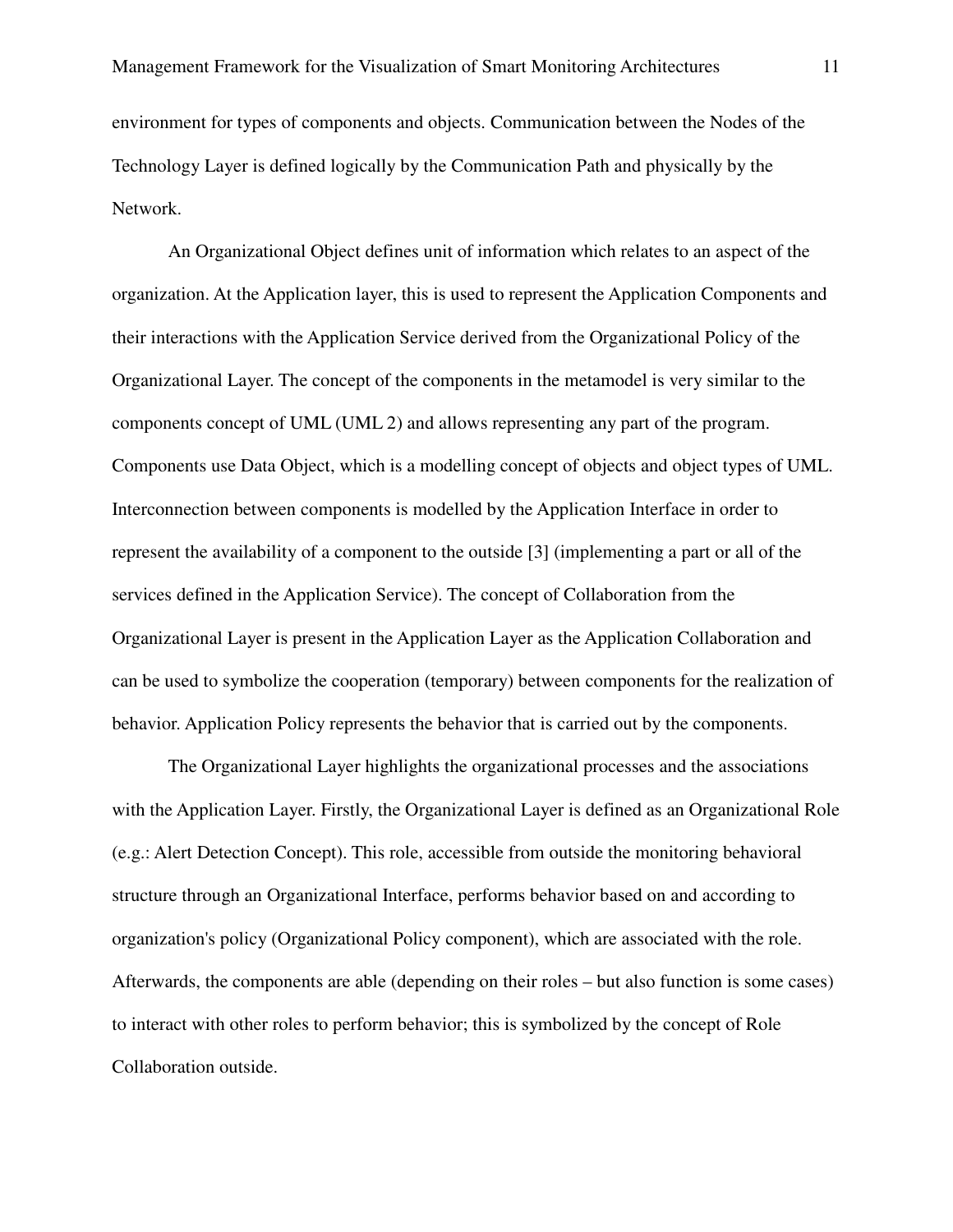environment for types of components and objects. Communication between the Nodes of the Technology Layer is defined logically by the Communication Path and physically by the Network.

An Organizational Object defines unit of information which relates to an aspect of the organization. At the Application layer, this is used to represent the Application Components and their interactions with the Application Service derived from the Organizational Policy of the Organizational Layer. The concept of the components in the metamodel is very similar to the components concept of UML (UML 2) and allows representing any part of the program. Components use Data Object, which is a modelling concept of objects and object types of UML. Interconnection between components is modelled by the Application Interface in order to represent the availability of a component to the outside [3] (implementing a part or all of the services defined in the Application Service). The concept of Collaboration from the Organizational Layer is present in the Application Layer as the Application Collaboration and can be used to symbolize the cooperation (temporary) between components for the realization of behavior. Application Policy represents the behavior that is carried out by the components.

The Organizational Layer highlights the organizational processes and the associations with the Application Layer. Firstly, the Organizational Layer is defined as an Organizational Role (e.g.: Alert Detection Concept). This role, accessible from outside the monitoring behavioral structure through an Organizational Interface, performs behavior based on and according to organization's policy (Organizational Policy component), which are associated with the role. Afterwards, the components are able (depending on their roles – but also function is some cases) to interact with other roles to perform behavior; this is symbolized by the concept of Role Collaboration outside.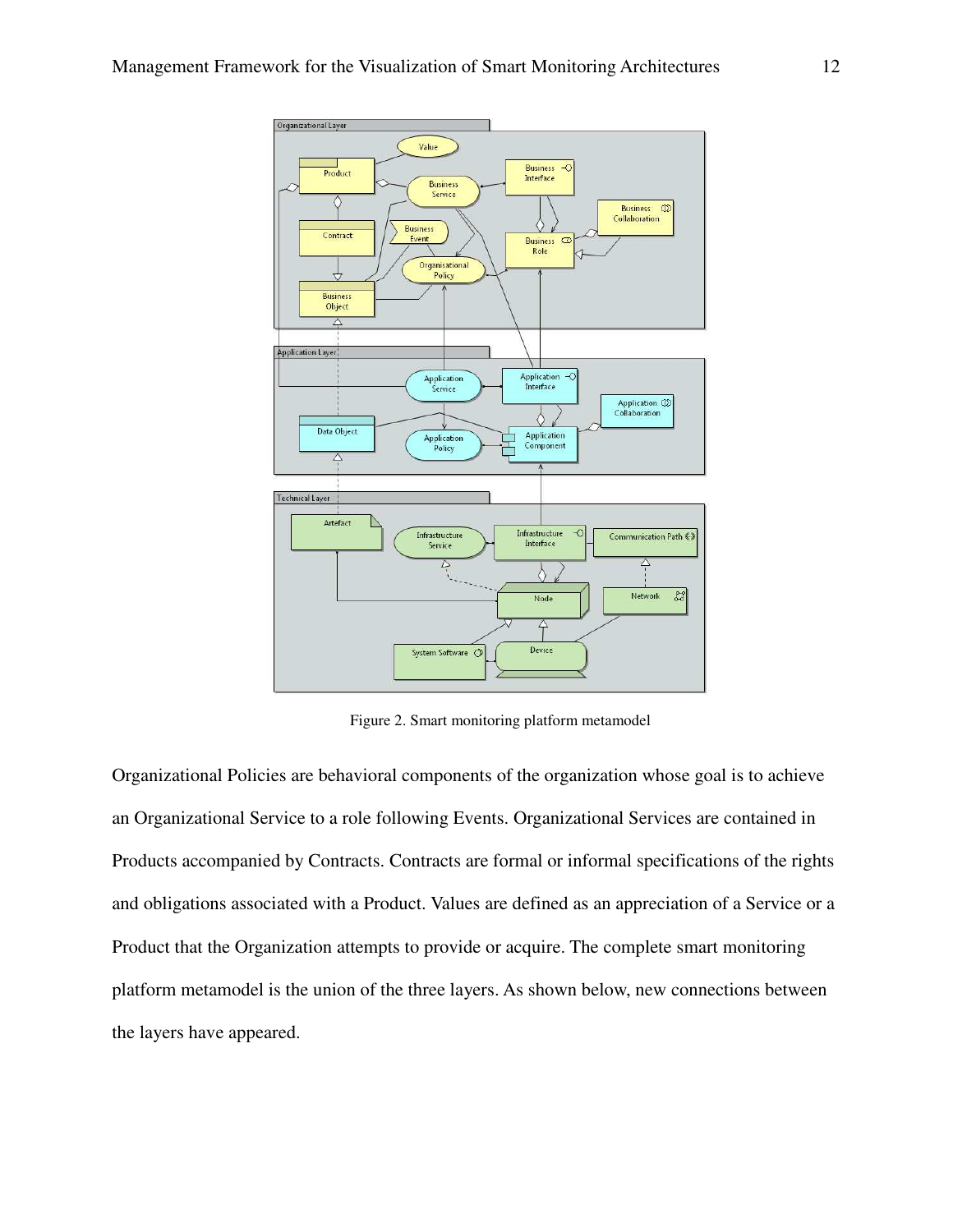Figure 2. Smart monitoring platform metamodel

Organizational Policies are behavioral components of the organization whose goal is to achieve an Organizational Service to a role following Events. Organizational Services are contained in Products accompanied by Contracts. Contracts are formal or informal specifications of the rights and obligations associated with a Product. Values are defined as an appreciation of a Service or a Product that the Organization attempts to provide or acquire. The complete smart monitoring platform metamodel is the union of the three layers. As shown below, new connections between the layers have appeared.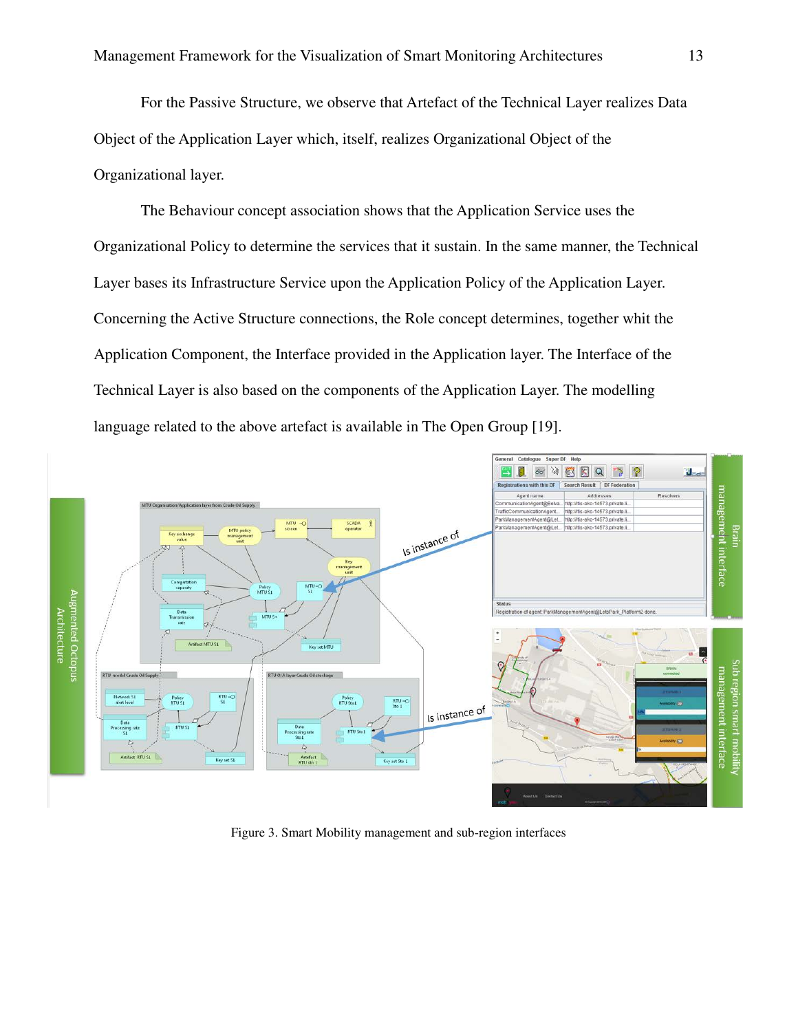For the Passive Structure, we observe that Artefact of the Technical Layer realizes Data Object of the Application Layer which, itself, realizes Organizational Object of the Organizational layer.

The Behaviour concept association shows that the Application Service uses the Organizational Policy to determine the services that it sustain. In the same manner, the Technical Layer bases its Infrastructure Service upon the Application Policy of the Application Layer. Concerning the Active Structure connections, the Role concept determines, together whit the Application Component, the Interface provided in the Application layer. The Interface of the Technical Layer is also based on the components of the Application Layer. The modelling language related to the above artefact is available in The Open Group [19].

Figure 3. Smart Mobility management and sub-region interfaces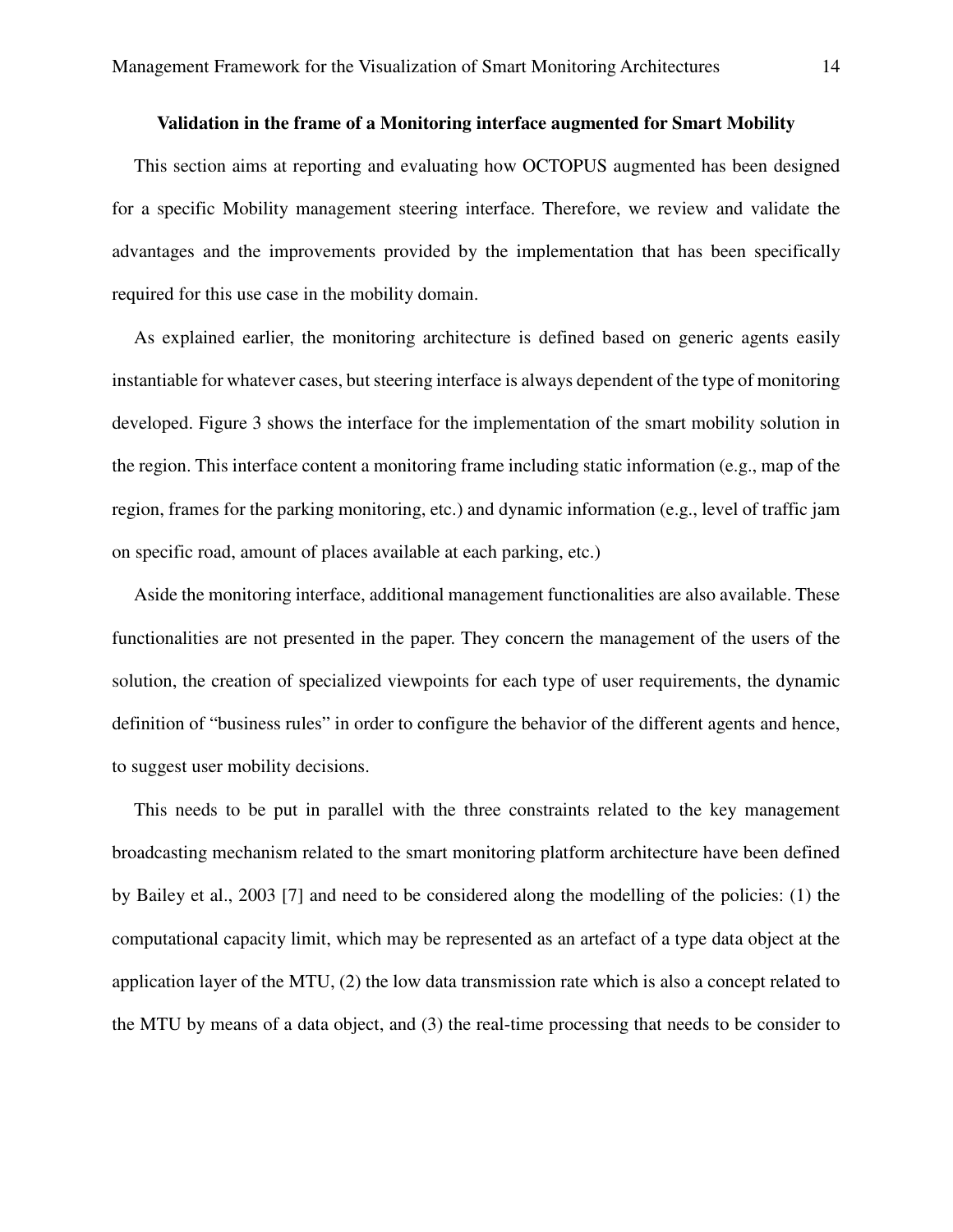### Validation in the frame of a Monitoring interface augmented for Smart Mobility

This section aims at reporting and evaluating how OCTOPUS augmented has been designed for a specific Mobility management steering interface. Therefore, we review and validate the advantages and the improvements provided by the implementation that has been specifically required for this use case in the mobility domain.

As explained earlier, the monitoring architecture is defined based on generic agents easily instantiable for whatever cases, but steering interface is always dependent of the type of monitoring developed. Figure 3 shows the interface for the implementation of the smart mobility solution in the region. This interface content a monitoring frame including static information (e.g., map of the region, frames for the parking monitoring, etc.) and dynamic information (e.g., level of traffic jam on specific road, amount of places available at each parking, etc.)

Aside the monitoring interface, additional management functionalities are also available. These functionalities are not presented in the paper. They concern the management of the users of the solution, the creation of specialized viewpoints for each type of user requirements, the dynamic definition of "business rules" in order to configure the behavior of the different agents and hence, to suggest user mobility decisions.

This needs to be put in parallel with the three constraints related to the key management broadcasting mechanism related to the smart monitoring platform architecture have been defined by Bailey et al., 2003 [7] and need to be considered along the modelling of the policies: (1) the computational capacity limit, which may be represented as an artefact of a type data object at the application layer of the MTU, (2) the low data transmission rate which is also a concept related to the MTU by means of a data object, and (3) the real-time processing that needs to be consider to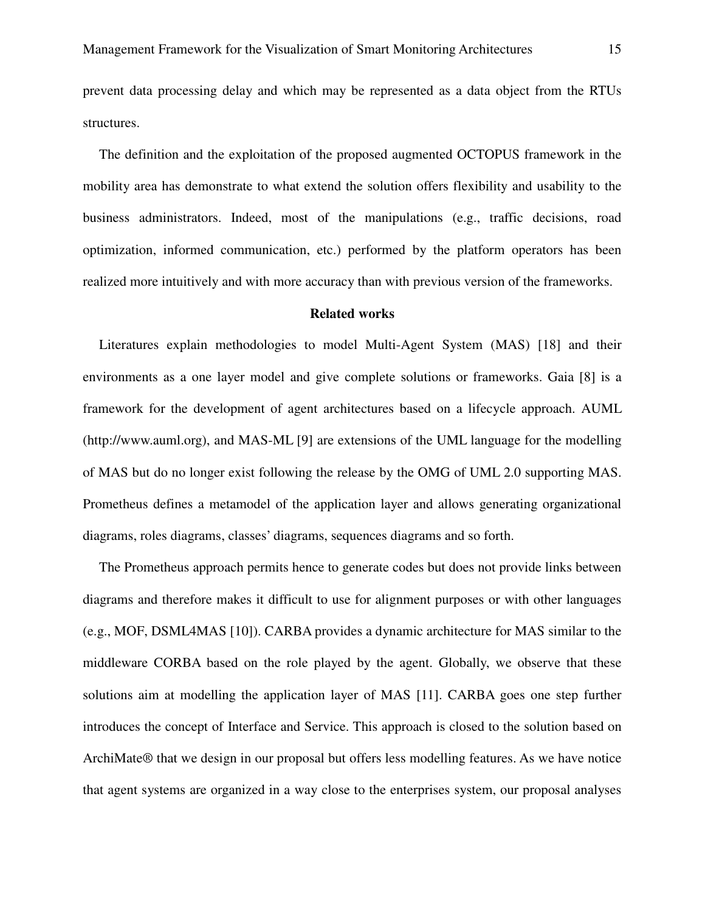prevent data processing delay and which may be represented as a data object from the RTUs structures.

The definition and the exploitation of the proposed augmented OCTOPUS framework in the mobility area has demonstrate to what extend the solution offers flexibility and usability to the business administrators. Indeed, most of the manipulations (e.g., traffic decisions, road optimization, informed communication, etc.) performed by the platform operators has been realized more intuitively and with more accuracy than with previous version of the frameworks.

## Related works

Literatures explain methodologies to model Multi-Agent System (MAS) [18] and their environments as a one layer model and give complete solutions or frameworks. Gaia [8] is a framework for the development of agent architectures based on a lifecycle approach. AUML (http://www.auml.org), and MAS-ML [9] are extensions of the UML language for the modelling of MAS but do no longer exist following the release by the OMG of UML 2.0 supporting MAS. Prometheus defines a metamodel of the application layer and allows generating organizational diagrams, roles diagrams, classes' diagrams, sequences diagrams and so forth.

The Prometheus approach permits hence to generate codes but does not provide links between diagrams and therefore makes it difficult to use for alignment purposes or with other languages (e.g., MOF, DSML4MAS [10]). CARBA provides a dynamic architecture for MAS similar to the middleware CORBA based on the role played by the agent. Globally, we observe that these solutions aim at modelling the application layer of MAS [11]. CARBA goes one step further introduces the concept of Interface and Service. This approach is closed to the solution based on ArchiMate® that we design in our proposal but offers less modelling features. As we have notice that agent systems are organized in a way close to the enterprises system, our proposal analyses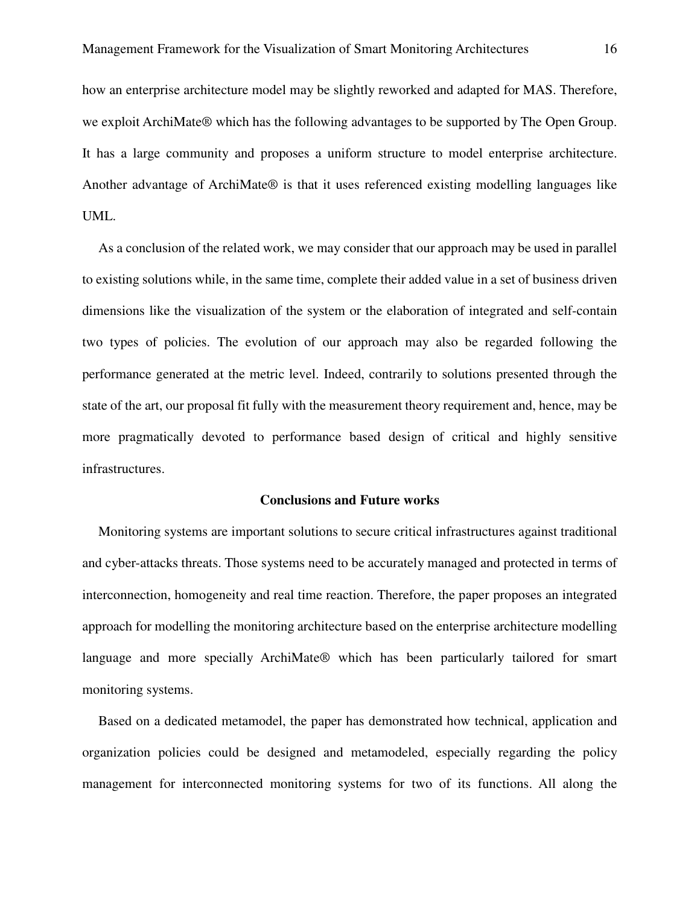how an enterprise architecture model may be slightly reworked and adapted for MAS. Therefore, we exploit ArchiMate® which has the following advantages to be supported by The Open Group. It has a large community and proposes a uniform structure to model enterprise architecture. Another advantage of ArchiMate® is that it uses referenced existing modelling languages like UML.

As a conclusion of the related work, we may consider that our approach may be used in parallel to existing solutions while, in the same time, complete their added value in a set of business driven dimensions like the visualization of the system or the elaboration of integrated and self-contain two types of policies. The evolution of our approach may also be regarded following the performance generated at the metric level. Indeed, contrarily to solutions presented through the state of the art, our proposal fit fully with the measurement theory requirement and, hence, may be more pragmatically devoted to performance based design of critical and highly sensitive infrastructures.

## Conclusions and Future works

Monitoring systems are important solutions to secure critical infrastructures against traditional and cyber-attacks threats. Those systems need to be accurately managed and protected in terms of interconnection, homogeneity and real time reaction. Therefore, the paper proposes an integrated approach for modelling the monitoring architecture based on the enterprise architecture modelling language and more specially ArchiMate® which has been particularly tailored for smart monitoring systems.

Based on a dedicated metamodel, the paper has demonstrated how technical, application and organization policies could be designed and metamodeled, especially regarding the policy management for interconnected monitoring systems for two of its functions. All along the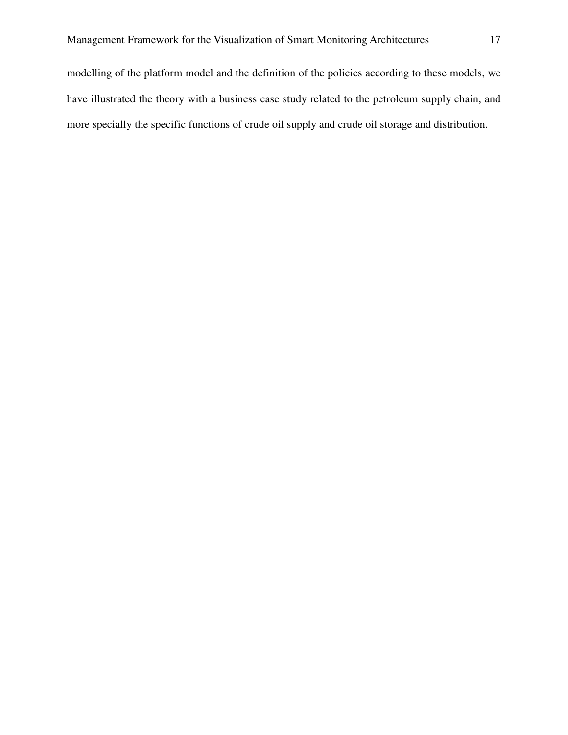modelling of the platform model and the definition of the policies according to these models, we have illustrated the theory with a business case study related to the petroleum supply chain, and more specially the specific functions of crude oil supply and crude oil storage and distribution.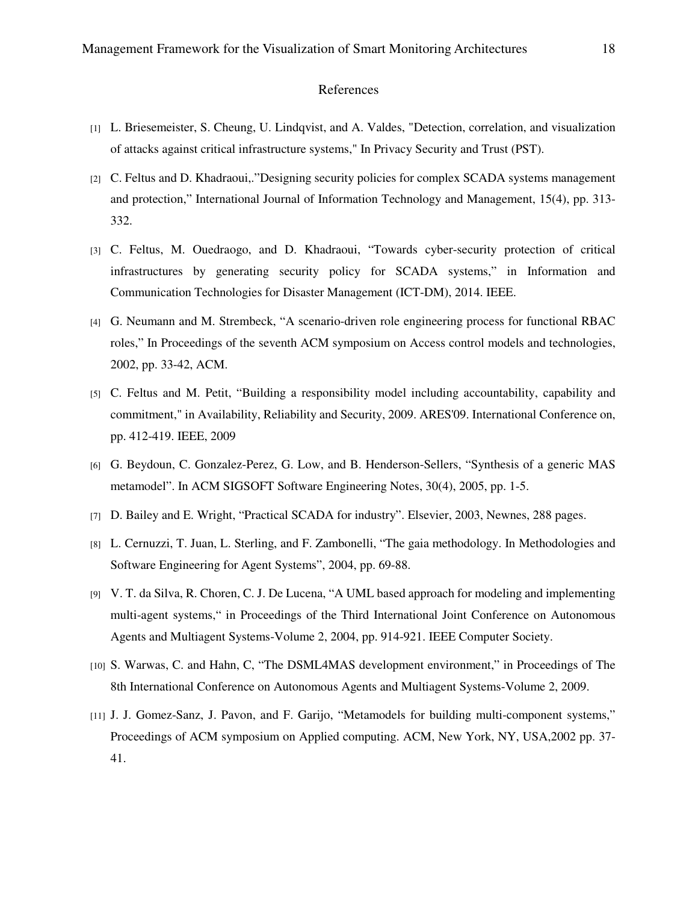# References

[1] L. Briesemeister, S. Cheung, U. Lindqvist, and A. Valdes, "Detection, correlation, and visualization of attacks against critical infrastructure systems," In Privacy Security and Trust (PST).

[2] C. Feltus and D. Khadraoui,."Designing security policies for complex SCADA systems management and protection," International Journal of Information Technology and Management, 15(4), pp. 313-332.

[3] C. Feltus, M. Ouedraogo, and D. Khadraoui, "Towards cyber-security protection of critical infrastructures by generating security policy for SCADA systems," in Information and Communication Technologies for Disaster Management (ICT-DM), 2014. IEEE.

[4] G. Neumann and M. Strembeck, "A scenario-driven role engineering process for functional RBAC roles," In Proceedings of the seventh ACM symposium on Access control models and technologies, 2002, pp. 33-42, ACM.

[5] C. Feltus and M. Petit, "Building a responsibility model including accountability, capability and commitment," in Availability, Reliability and Security, 2009. ARES'09. International Conference on, pp. 412-419. IEEE, 2009

[6] G. Beydoun, C. Gonzalez-Perez, G. Low, and B. Henderson-Sellers, "Synthesis of a generic MAS metamodel". In ACM SIGSOFT Software Engineering Notes, 30(4), 2005, pp. 1-5.

[7] D. Bailey and E. Wright, "Practical SCADA for industry". Elsevier, 2003, Newnes, 288 pages.

[8] L. Cernuzzi, T. Juan, L. Sterling, and F. Zambonelli, "The gaia methodology. In Methodologies and Software Engineering for Agent Systems", 2004, pp. 69-88.

[9] V. T. da Silva, R. Choren, C. J. De Lucena, "A UML based approach for modeling and implementing multi-agent systems," in Proceedings of the Third International Joint Conference on Autonomous Agents and Multiagent Systems-Volume 2, 2004, pp. 914-921. IEEE Computer Society.

[10] S. Warwas, C. and Hahn, C, "The DSML4MAS development environment," in Proceedings of The 8th International Conference on Autonomous Agents and Multiagent Systems-Volume 2, 2009.

[11] J. J. Gomez-Sanz, J. Pavon, and F. Garijo, "Metamodels for building multi-component systems," Proceedings of ACM symposium on Applied computing. ACM, New York, NY, USA,2002 pp. 37-41.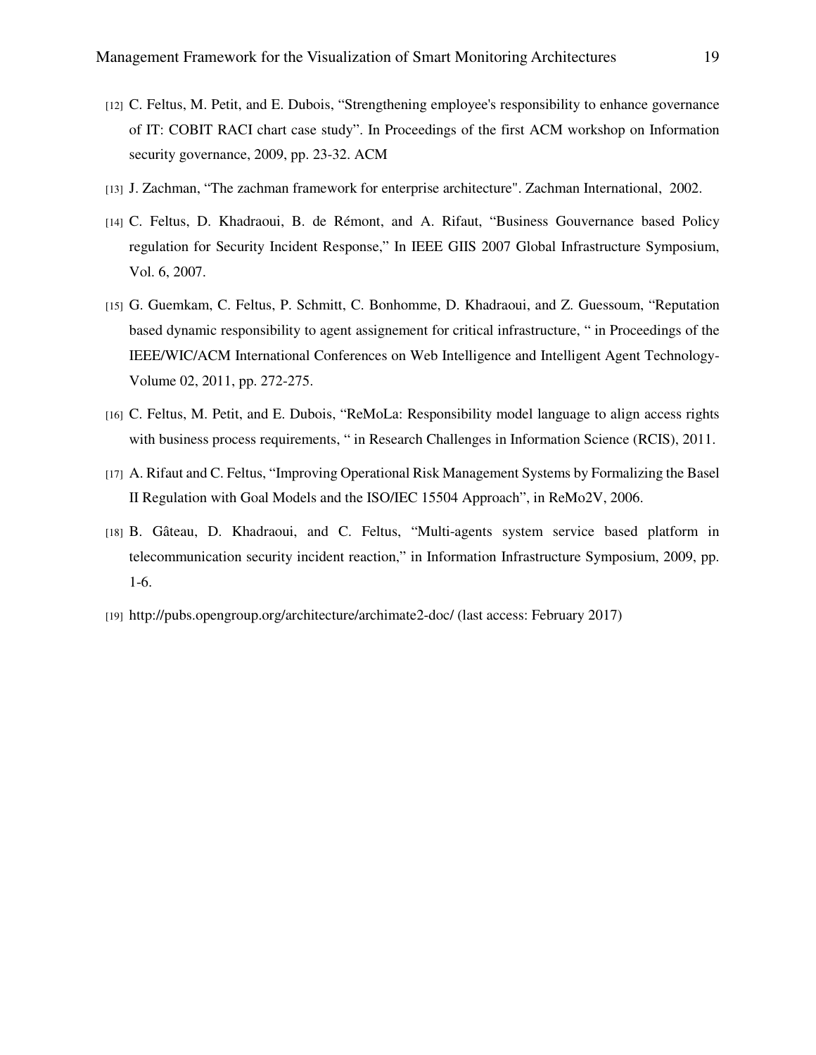[12] C. Feltus, M. Petit, and E. Dubois, “Strengthening employee's responsibility to enhance governance of IT: COBIT RACI chart case study”. In Proceedings of the first ACM workshop on Information security governance, 2009, pp. 23-32. ACM

[13] J. Zachman, “The zachman framework for enterprise architecture". Zachman International, 2002.

[14] C. Feltus, D. Khadraoui, B. de Rémont, and A. Rifaut, “Business Gouvernance based Policy regulation for Security Incident Response,” In IEEE GIIS 2007 Global Infrastructure Symposium, Vol. 6, 2007.

[15] G. Guemkam, C. Feltus, P. Schmitt, C. Bonhomme, D. Khadraoui, and Z. Guessoum, “Reputation based dynamic responsibility to agent assignement for critical infrastructure, “ in Proceedings of the IEEE/WIC/ACM International Conferences on Web Intelligence and Intelligent Agent Technology-Volume 02, 2011, pp. 272-275.

[16] C. Feltus, M. Petit, and E. Dubois, “ReMoLa: Responsibility model language to align access rights with business process requirements, “ in Research Challenges in Information Science (RCIS), 2011.

[17] A. Rifaut and C. Feltus, “Improving Operational Risk Management Systems by Formalizing the Basel II Regulation with Goal Models and the ISO/IEC 15504 Approach”, in ReMo2V, 2006.

[18] B. Gâteau, D. Khadraoui, and C. Feltus, “Multi-agents system service based platform in telecommunication security incident reaction,” in Information Infrastructure Symposium, 2009, pp. 1-6.

[19] http://pubs.opengroup.org/architecture/archimate2-doc/ (last access: February 2017)